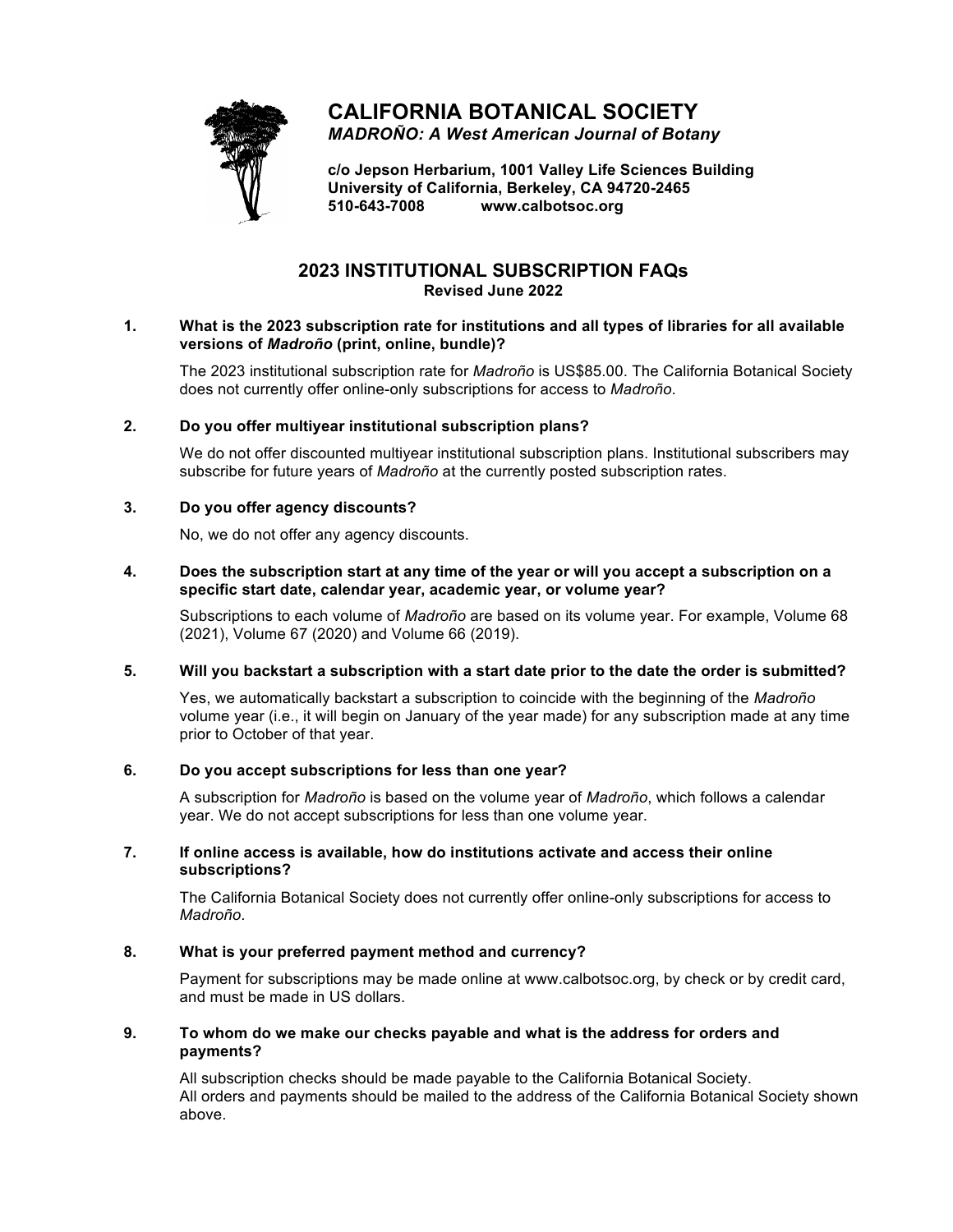# CALIFORNIA BOTANICAL SOCIETY

***MADROÑO: A West American Journal of Botany***

**c/o Jepson Herbarium, 1001 Valley Life Sciences Building**
**University of California, Berkeley, CA 94720-2465**
**510-643-7008 www.calbotsoc.org**

## 2023 INSTITUTIONAL SUBSCRIPTION FAQs

**Revised June 2022**

**1. What is the 2023 subscription rate for institutions and all types of libraries for all available versions of *Madroño* (print, online, bundle)?**

The 2023 institutional subscription rate for *Madroño* is US$85.00. The California Botanical Society does not currently offer online-only subscriptions for access to *Madroño*.

**2. Do you offer multiyear institutional subscription plans?**

We do not offer discounted multiyear institutional subscription plans. Institutional subscribers may subscribe for future years of *Madroño* at the currently posted subscription rates.

**3. Do you offer agency discounts?**

No, we do not offer any agency discounts.

**4. Does the subscription start at any time of the year or will you accept a subscription on a specific start date, calendar year, academic year, or volume year?**

Subscriptions to each volume of *Madroño* are based on its volume year. For example, Volume 68 (2021), Volume 67 (2020) and Volume 66 (2019).

**5. Will you backstart a subscription with a start date prior to the date the order is submitted?**

Yes, we automatically backstart a subscription to coincide with the beginning of the *Madroño* volume year (i.e., it will begin on January of the year made) for any subscription made at any time prior to October of that year.

**6. Do you accept subscriptions for less than one year?**

A subscription for *Madroño* is based on the volume year of *Madroño*, which follows a calendar year. We do not accept subscriptions for less than one volume year.

**7. If online access is available, how do institutions activate and access their online subscriptions?**

The California Botanical Society does not currently offer online-only subscriptions for access to *Madroño*.

**8. What is your preferred payment method and currency?**

Payment for subscriptions may be made online at www.calbotsoc.org, by check or by credit card, and must be made in US dollars.

**9. To whom do we make our checks payable and what is the address for orders and payments?**

All subscription checks should be made payable to the California Botanical Society.
All orders and payments should be mailed to the address of the California Botanical Society shown above.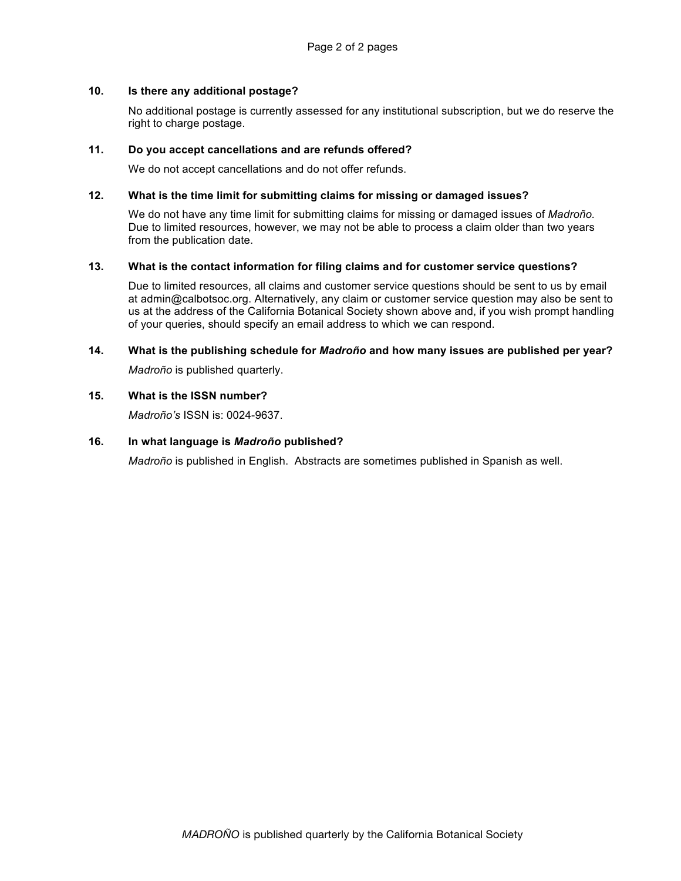**10. Is there any additional postage?**

No additional postage is currently assessed for any institutional subscription, but we do reserve the right to charge postage.

**11. Do you accept cancellations and are refunds offered?**

We do not accept cancellations and do not offer refunds.

**12. What is the time limit for submitting claims for missing or damaged issues?**

We do not have any time limit for submitting claims for missing or damaged issues of *Madroño.* Due to limited resources, however, we may not be able to process a claim older than two years from the publication date.

**13. What is the contact information for filing claims and for customer service questions?**

Due to limited resources, all claims and customer service questions should be sent to us by email at admin@calbotsoc.org. Alternatively, any claim or customer service question may also be sent to us at the address of the California Botanical Society shown above and, if you wish prompt handling of your queries, should specify an email address to which we can respond.

**14. What is the publishing schedule for *Madroño* and how many issues are published per year?**

*Madroño* is published quarterly.

**15. What is the ISSN number?**

*Madroño's* ISSN is: 0024-9637.

**16. In what language is *Madroño* published?**

*Madroño* is published in English. Abstracts are sometimes published in Spanish as well.

*MADROÑO* is published quarterly by the California Botanical Society